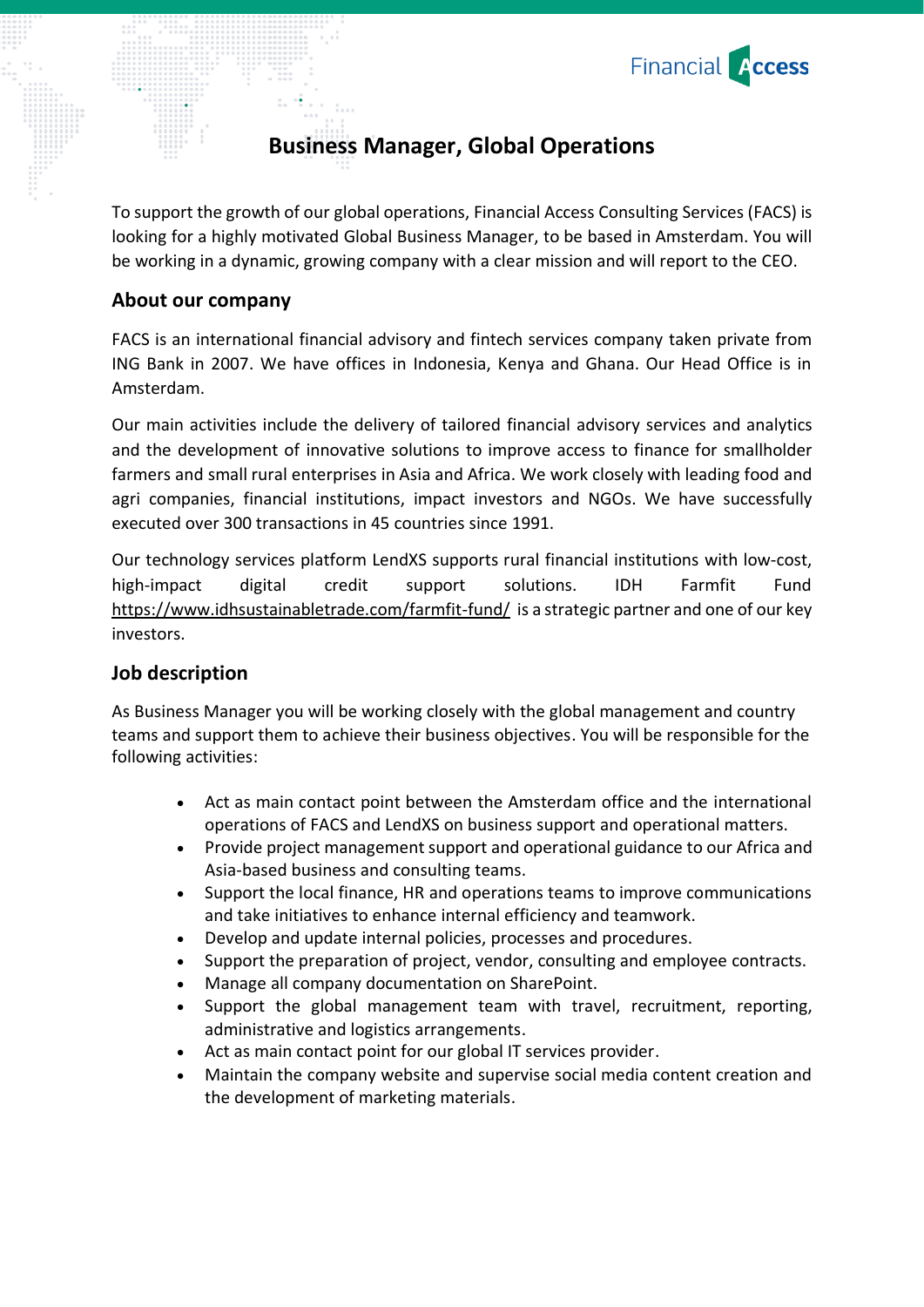# Business Manager, Global Operations

To support the growth of our global operations, Financial Access Consulting Services (FACS) is looking for a highly motivated Global Business Manager, to be based in Amsterdam. You will be working in a dynamic, growing company with a clear mission and will report to the CEO.

## About our company

FACS is an international financial advisory and fintech services company taken private from ING Bank in 2007. We have offices in Indonesia, Kenya and Ghana. Our Head Office is in Amsterdam.

Our main activities include the delivery of tailored financial advisory services and analytics and the development of innovative solutions to improve access to finance for smallholder farmers and small rural enterprises in Asia and Africa. We work closely with leading food and agri companies, financial institutions, impact investors and NGOs. We have successfully executed over 300 transactions in 45 countries since 1991.

Our technology services platform LendXS supports rural financial institutions with low-cost, high-impact digital credit support solutions. IDH Farmfit Fund https://www.idhsustainabletrade.com/farmfit-fund/ is a strategic partner and one of our key investors.

## Job description

As Business Manager you will be working closely with the global management and country teams and support them to achieve their business objectives. You will be responsible for the following activities:

- Act as main contact point between the Amsterdam office and the international operations of FACS and LendXS on business support and operational matters.
- Provide project management support and operational guidance to our Africa and Asia-based business and consulting teams.
- Support the local finance, HR and operations teams to improve communications and take initiatives to enhance internal efficiency and teamwork.
- Develop and update internal policies, processes and procedures.
- Support the preparation of project, vendor, consulting and employee contracts.
- Manage all company documentation on SharePoint.
- Support the global management team with travel, recruitment, reporting, administrative and logistics arrangements.
- Act as main contact point for our global IT services provider.
- Maintain the company website and supervise social media content creation and the development of marketing materials.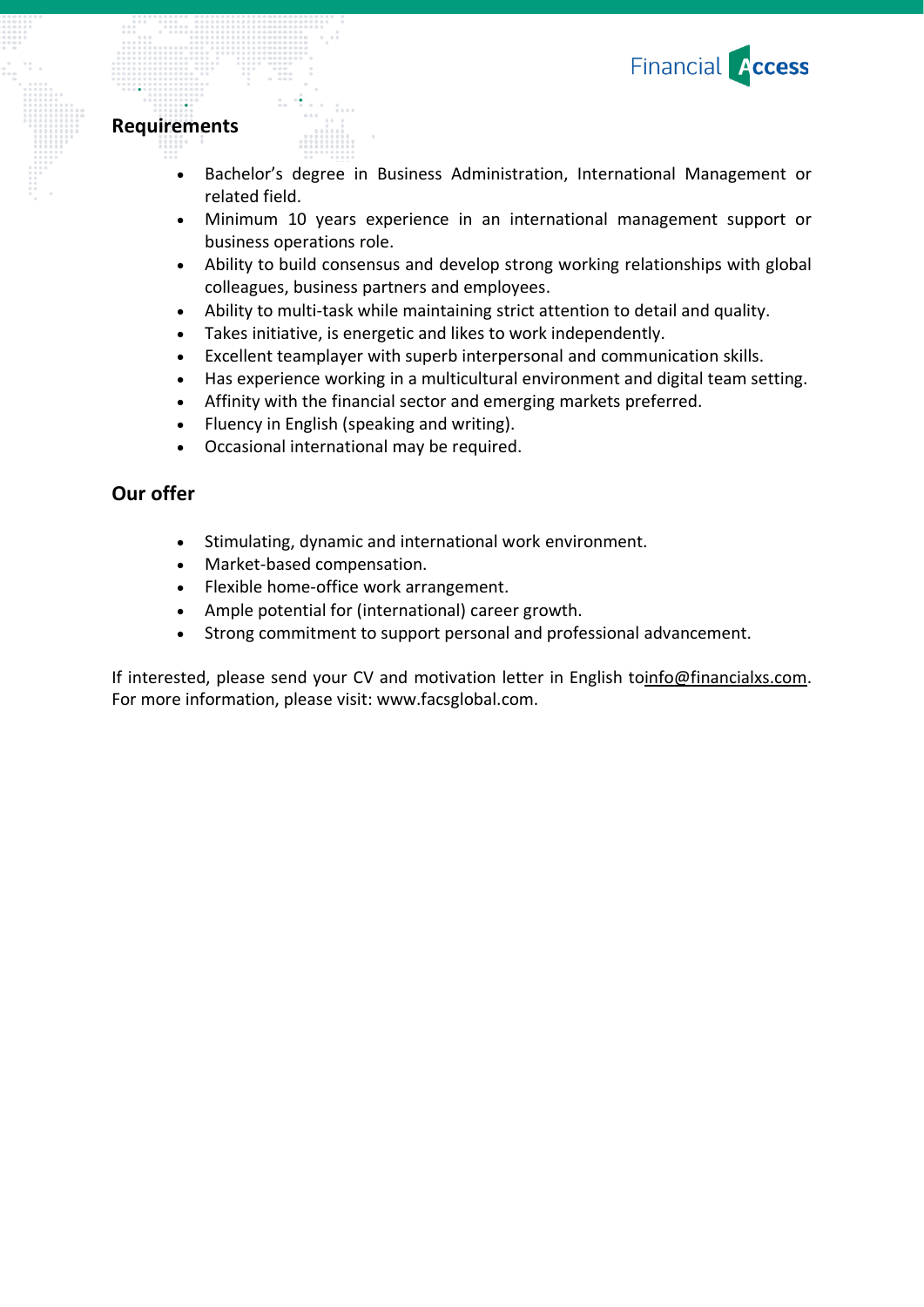## Requirements

- Bachelor's degree in Business Administration, International Management or related field.
- Minimum 10 years experience in an international management support or business operations role.
- Ability to build consensus and develop strong working relationships with global colleagues, business partners and employees.
- Ability to multi-task while maintaining strict attention to detail and quality.
- Takes initiative, is energetic and likes to work independently.
- Excellent teamplayer with superb interpersonal and communication skills.
- Has experience working in a multicultural environment and digital team setting.
- Affinity with the financial sector and emerging markets preferred.
- Fluency in English (speaking and writing).
- Occasional international may be required.

## Our offer

- Stimulating, dynamic and international work environment.
- Market-based compensation.
- Flexible home-office work arrangement.
- Ample potential for (international) career growth.
- Strong commitment to support personal and professional advancement.

If interested, please send your CV and motivation letter in English toinfo@financialxs.com. For more information, please visit: www.facsglobal.com.